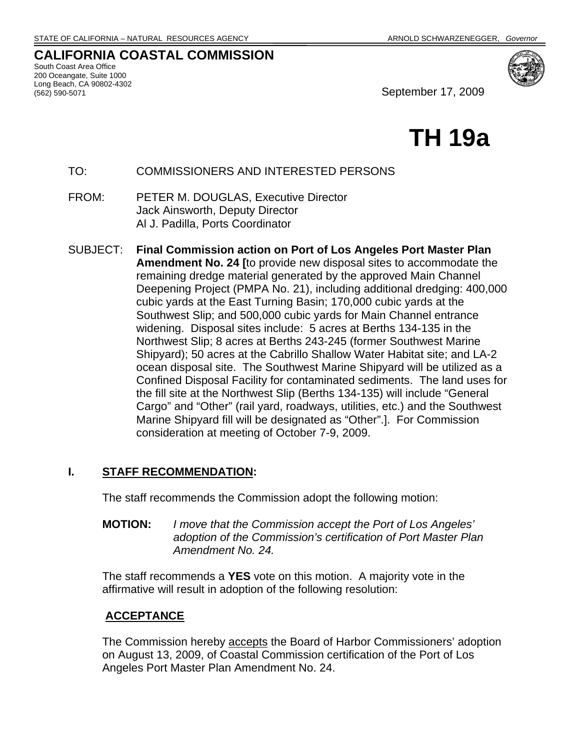STATE OF CALIFORNIA – NATURAL RESOURCES AGENCY ARNOLD SCHWARZENEGGER, *Governor*

# CALIFORNIA COASTAL COMMISSION

South Coast Area Office
200 Oceangate, Suite 1000
Long Beach, CA 90802-4302
(562) 590-5071

September 17, 2009

# TH 19a

TO: COMMISSIONERS AND INTERESTED PERSONS

FROM: PETER M. DOUGLAS, Executive Director
Jack Ainsworth, Deputy Director
Al J. Padilla, Ports Coordinator

SUBJECT: **Final Commission action on Port of Los Angeles Port Master Plan Amendment No. 24 [**to provide new disposal sites to accommodate the remaining dredge material generated by the approved Main Channel Deepening Project (PMPA No. 21), including additional dredging: 400,000 cubic yards at the East Turning Basin; 170,000 cubic yards at the Southwest Slip; and 500,000 cubic yards for Main Channel entrance widening. Disposal sites include: 5 acres at Berths 134-135 in the Northwest Slip; 8 acres at Berths 243-245 (former Southwest Marine Shipyard); 50 acres at the Cabrillo Shallow Water Habitat site; and LA-2 ocean disposal site. The Southwest Marine Shipyard will be utilized as a Confined Disposal Facility for contaminated sediments. The land uses for the fill site at the Northwest Slip (Berths 134-135) will include "General Cargo" and "Other" (rail yard, roadways, utilities, etc.) and the Southwest Marine Shipyard fill will be designated as "Other".]. For Commission consideration at meeting of October 7-9, 2009.

## I. STAFF RECOMMENDATION:

The staff recommends the Commission adopt the following motion:

**MOTION:** *I move that the Commission accept the Port of Los Angeles' adoption of the Commission's certification of Port Master Plan Amendment No. 24.*

The staff recommends a **YES** vote on this motion. A majority vote in the affirmative will result in adoption of the following resolution:

### ACCEPTANCE

The Commission hereby accepts the Board of Harbor Commissioners' adoption on August 13, 2009, of Coastal Commission certification of the Port of Los Angeles Port Master Plan Amendment No. 24.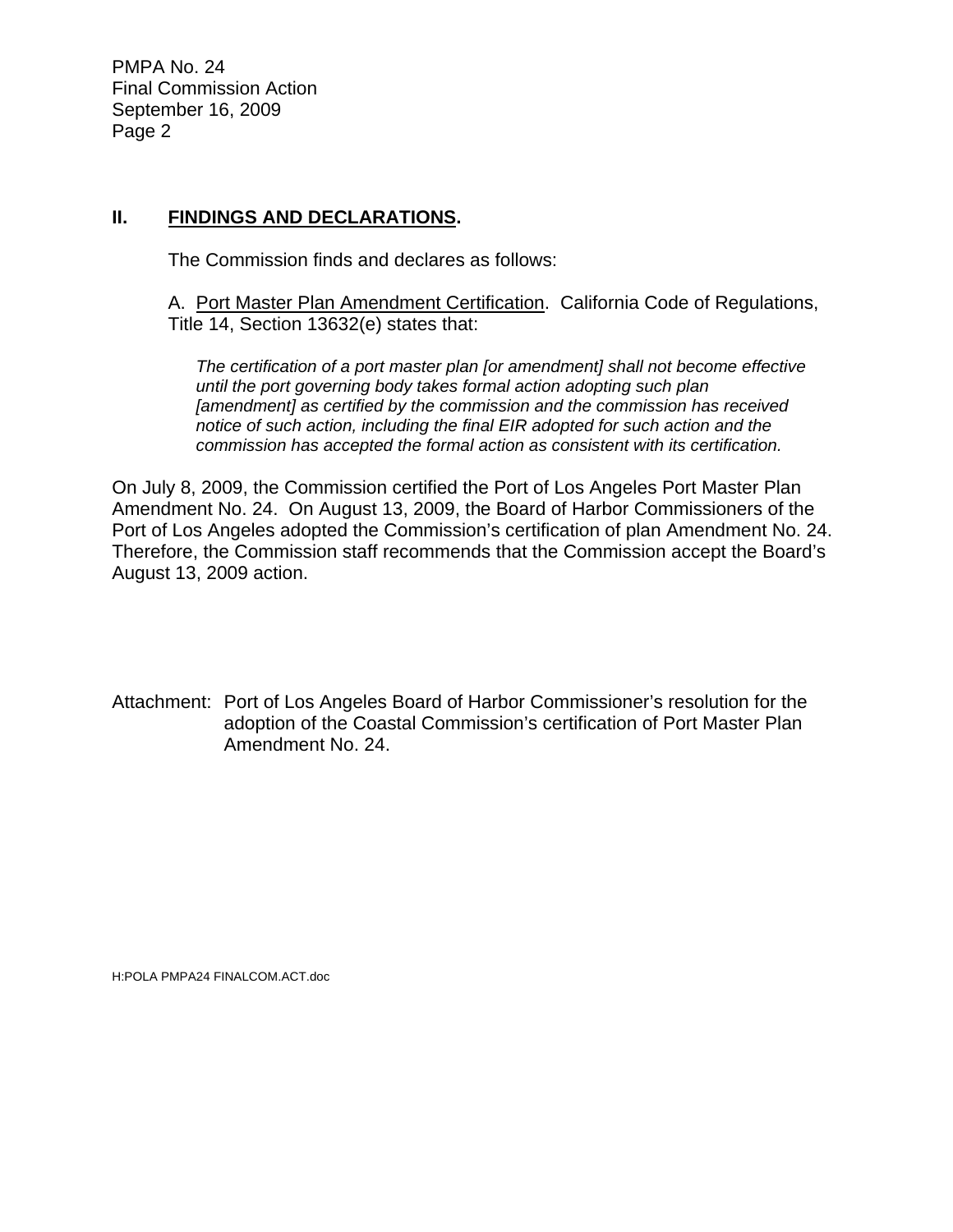## II. FINDINGS AND DECLARATIONS.

The Commission finds and declares as follows:

A. Port Master Plan Amendment Certification. California Code of Regulations, Title 14, Section 13632(e) states that:

> *The certification of a port master plan [or amendment] shall not become effective until the port governing body takes formal action adopting such plan [amendment] as certified by the commission and the commission has received notice of such action, including the final EIR adopted for such action and the commission has accepted the formal action as consistent with its certification.*

On July 8, 2009, the Commission certified the Port of Los Angeles Port Master Plan Amendment No. 24. On August 13, 2009, the Board of Harbor Commissioners of the Port of Los Angeles adopted the Commission's certification of plan Amendment No. 24. Therefore, the Commission staff recommends that the Commission accept the Board's August 13, 2009 action.

Attachment: Port of Los Angeles Board of Harbor Commissioner's resolution for the adoption of the Coastal Commission's certification of Port Master Plan Amendment No. 24.

H:POLA PMPA24 FINALCOM.ACT.doc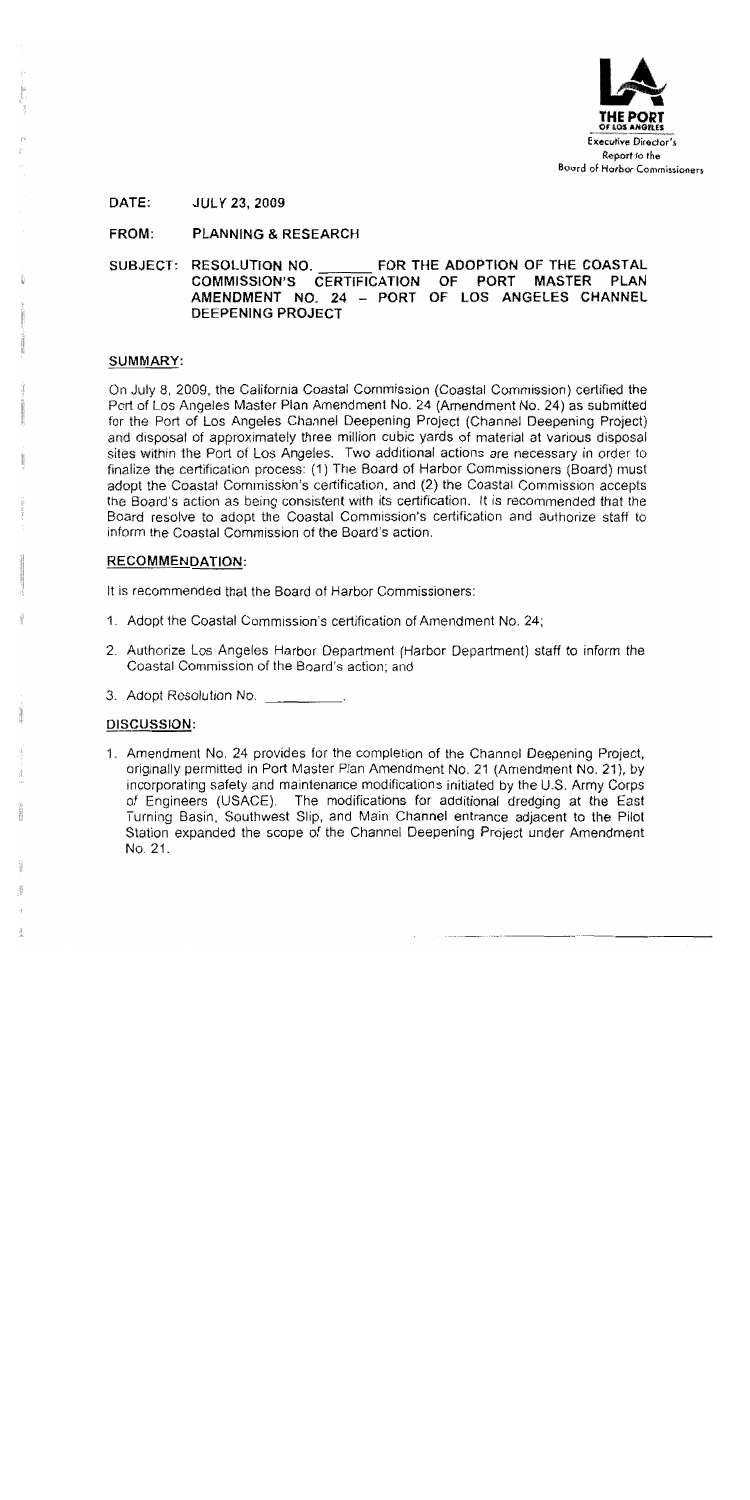THE PORT OF LOS ANGELES
Executive Director's Report to the Board of Harbor Commissioners

**DATE:** JULY 23, 2009

**FROM:** PLANNING & RESEARCH

**SUBJECT:** RESOLUTION NO. _______ FOR THE ADOPTION OF THE COASTAL COMMISSION'S CERTIFICATION OF PORT MASTER PLAN AMENDMENT NO. 24 – PORT OF LOS ANGELES CHANNEL DEEPENING PROJECT

## SUMMARY:

On July 8, 2009, the California Coastal Commission (Coastal Commission) certified the Port of Los Angeles Master Plan Amendment No. 24 (Amendment No. 24) as submitted for the Port of Los Angeles Channel Deepening Project (Channel Deepening Project) and disposal of approximately three million cubic yards of material at various disposal sites within the Port of Los Angeles. Two additional actions are necessary in order to finalize the certification process: (1) The Board of Harbor Commissioners (Board) must adopt the Coastal Commission's certification, and (2) the Coastal Commission accepts the Board's action as being consistent with its certification. It is recommended that the Board resolve to adopt the Coastal Commission's certification and authorize staff to inform the Coastal Commission of the Board's action.

## RECOMMENDATION:

It is recommended that the Board of Harbor Commissioners:

1. Adopt the Coastal Commission's certification of Amendment No. 24;
2. Authorize Los Angeles Harbor Department (Harbor Department) staff to inform the Coastal Commission of the Board's action; and
3. Adopt Resolution No. __________.

## DISCUSSION:

1. Amendment No. 24 provides for the completion of the Channel Deepening Project, originally permitted in Port Master Plan Amendment No. 21 (Amendment No. 21), by incorporating safety and maintenance modifications initiated by the U.S. Army Corps of Engineers (USACE). The modifications for additional dredging at the East Turning Basin, Southwest Slip, and Main Channel entrance adjacent to the Pilot Station expanded the scope of the Channel Deepening Project under Amendment No. 21.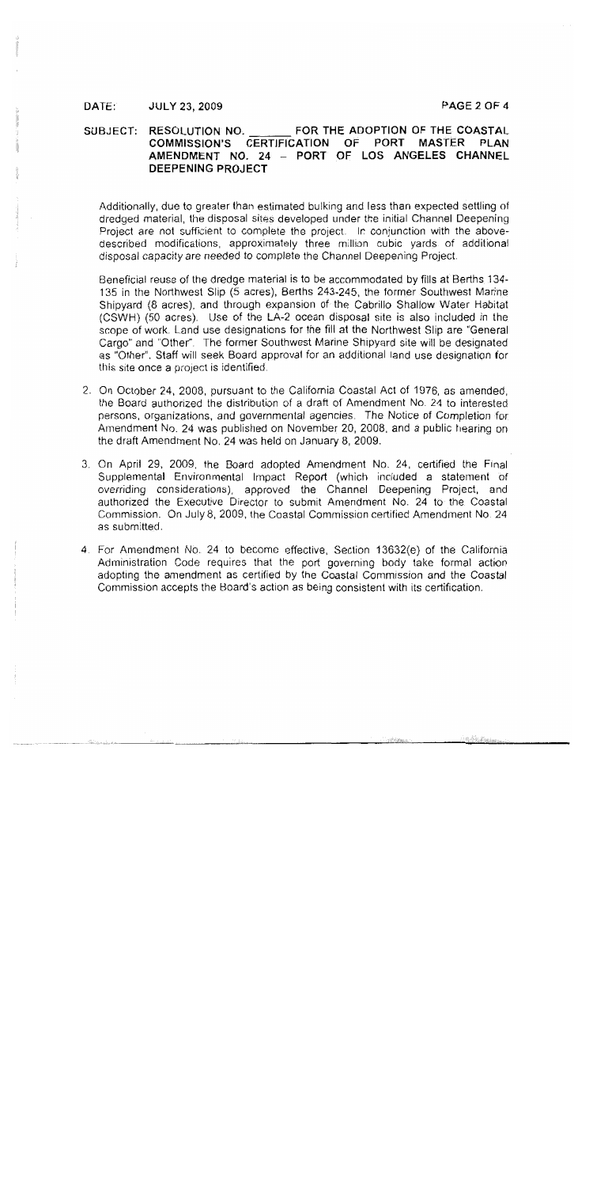DATE: JULY 23, 2009

SUBJECT: RESOLUTION NO. _______ FOR THE ADOPTION OF THE COASTAL COMMISSION'S CERTIFICATION OF PORT MASTER PLAN AMENDMENT NO. 24 – PORT OF LOS ANGELES CHANNEL DEEPENING PROJECT

Additionally, due to greater than estimated bulking and less than expected settling of dredged material, the disposal sites developed under the initial Channel Deepening Project are not sufficient to complete the project. In conjunction with the above-described modifications, approximately three million cubic yards of additional disposal capacity are needed to complete the Channel Deepening Project.

Beneficial reuse of the dredge material is to be accommodated by fills at Berths 134-135 in the Northwest Slip (5 acres), Berths 243-245, the former Southwest Marine Shipyard (8 acres), and through expansion of the Cabrillo Shallow Water Habitat (CSWH) (50 acres). Use of the LA-2 ocean disposal site is also included in the scope of work. Land use designations for the fill at the Northwest Slip are "General Cargo" and "Other". The former Southwest Marine Shipyard site will be designated as "Other". Staff will seek Board approval for an additional land use designation for this site once a project is identified.

2. On October 24, 2008, pursuant to the California Coastal Act of 1976, as amended, the Board authorized the distribution of a draft of Amendment No. 24 to interested persons, organizations, and governmental agencies. The Notice of Completion for Amendment No. 24 was published on November 20, 2008, and a public hearing on the draft Amendment No. 24 was held on January 8, 2009.

3. On April 29, 2009, the Board adopted Amendment No. 24, certified the Final Supplemental Environmental Impact Report (which included a statement of overriding considerations), approved the Channel Deepening Project, and authorized the Executive Director to submit Amendment No. 24 to the Coastal Commission. On July 8, 2009, the Coastal Commission certified Amendment No. 24 as submitted.

4. For Amendment No. 24 to become effective, Section 13632(e) of the California Administration Code requires that the port governing body take formal action adopting the amendment as certified by the Coastal Commission and the Coastal Commission accepts the Board's action as being consistent with its certification.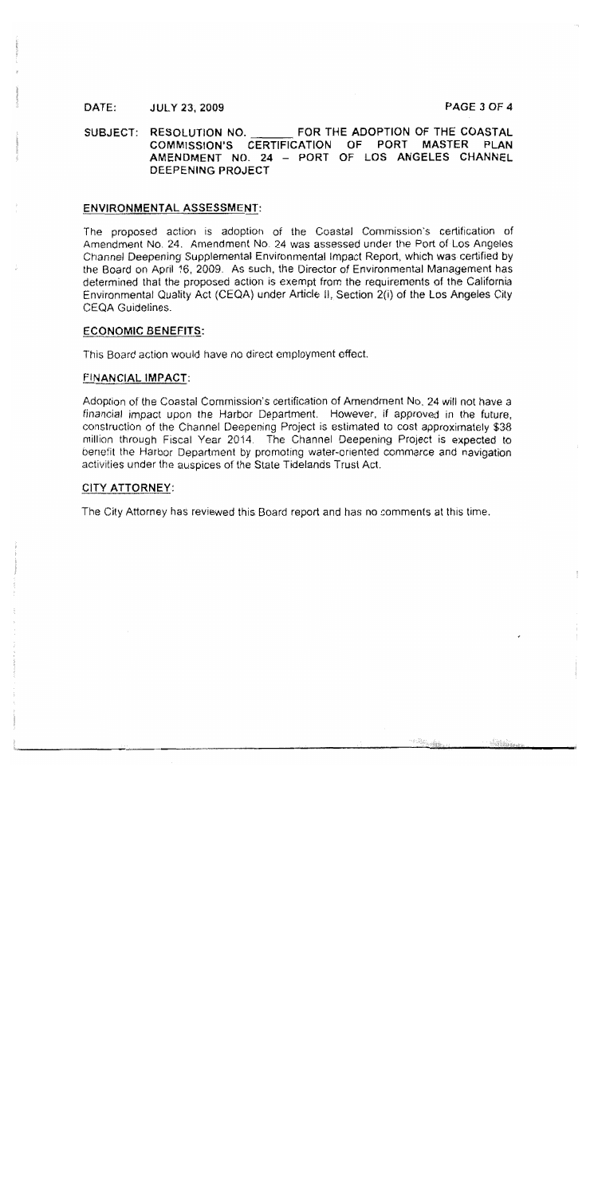DATE: JULY 23, 2009

SUBJECT: RESOLUTION NO. _______ FOR THE ADOPTION OF THE COASTAL COMMISSION'S CERTIFICATION OF PORT MASTER PLAN AMENDMENT NO. 24 – PORT OF LOS ANGELES CHANNEL DEEPENING PROJECT

## ENVIRONMENTAL ASSESSMENT:

The proposed action is adoption of the Coastal Commission's certification of Amendment No. 24. Amendment No. 24 was assessed under the Port of Los Angeles Channel Deepening Supplemental Environmental Impact Report, which was certified by the Board on April 16, 2009. As such, the Director of Environmental Management has determined that the proposed action is exempt from the requirements of the California Environmental Quality Act (CEQA) under Article II, Section 2(i) of the Los Angeles City CEQA Guidelines.

## ECONOMIC BENEFITS:

This Board action would have no direct employment effect.

## FINANCIAL IMPACT:

Adoption of the Coastal Commission's certification of Amendment No. 24 will not have a financial impact upon the Harbor Department. However, if approved in the future, construction of the Channel Deepening Project is estimated to cost approximately $38 million through Fiscal Year 2014. The Channel Deepening Project is expected to benefit the Harbor Department by promoting water-oriented commerce and navigation activities under the auspices of the State Tidelands Trust Act.

## CITY ATTORNEY:

The City Attorney has reviewed this Board report and has no comments at this time.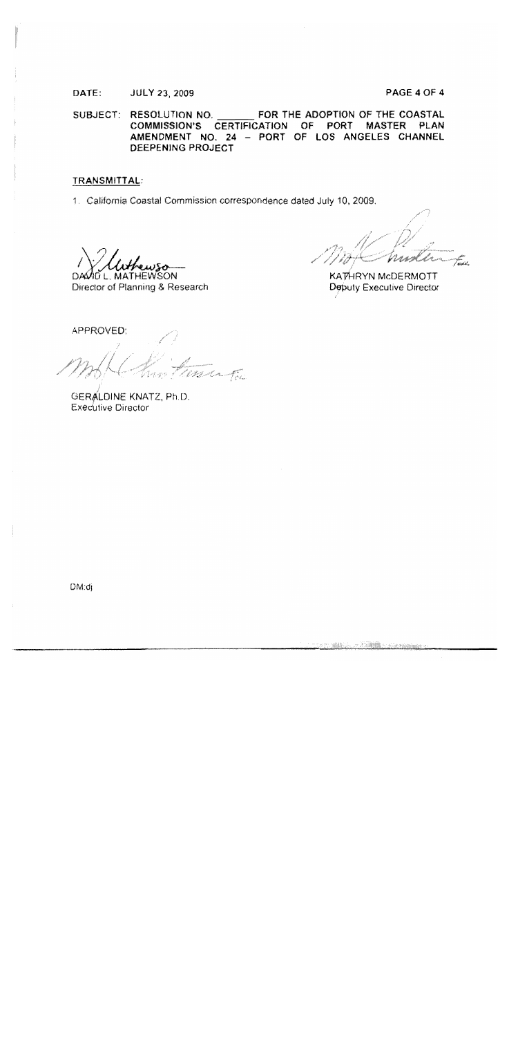DATE: JULY 23, 2009

SUBJECT: RESOLUTION NO. _______ FOR THE ADOPTION OF THE COASTAL COMMISSION'S CERTIFICATION OF PORT MASTER PLAN AMENDMENT NO. 24 – PORT OF LOS ANGELES CHANNEL DEEPENING PROJECT

**TRANSMITTAL:**

1. California Coastal Commission correspondence dated July 10, 2009.

DAVID L. MATHEWSON
Director of Planning & Research

KATHRYN McDERMOTT
Deputy Executive Director

APPROVED:

GERALDINE KNATZ, Ph.D.
Executive Director

DM:dj